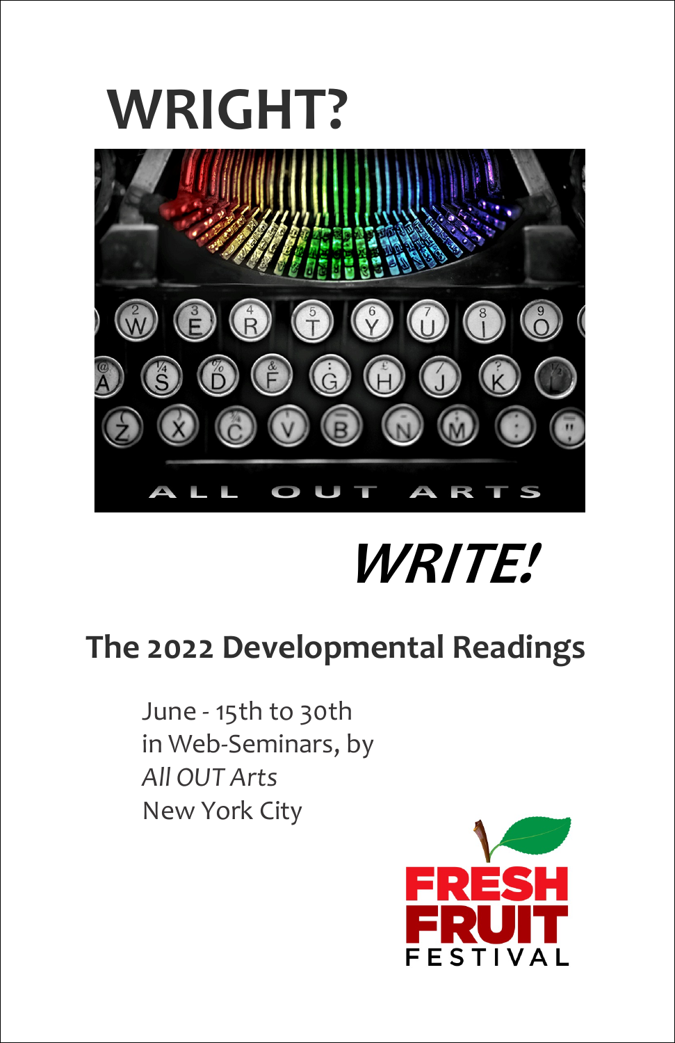# WRIGHT?

ALL OUT ARTS

# *WRITE!*

## The 2022 Developmental Readings

June - 15th to 30th
in Web-Seminars, by
*All OUT Arts*
New York City

FRESH FRUIT FESTIVAL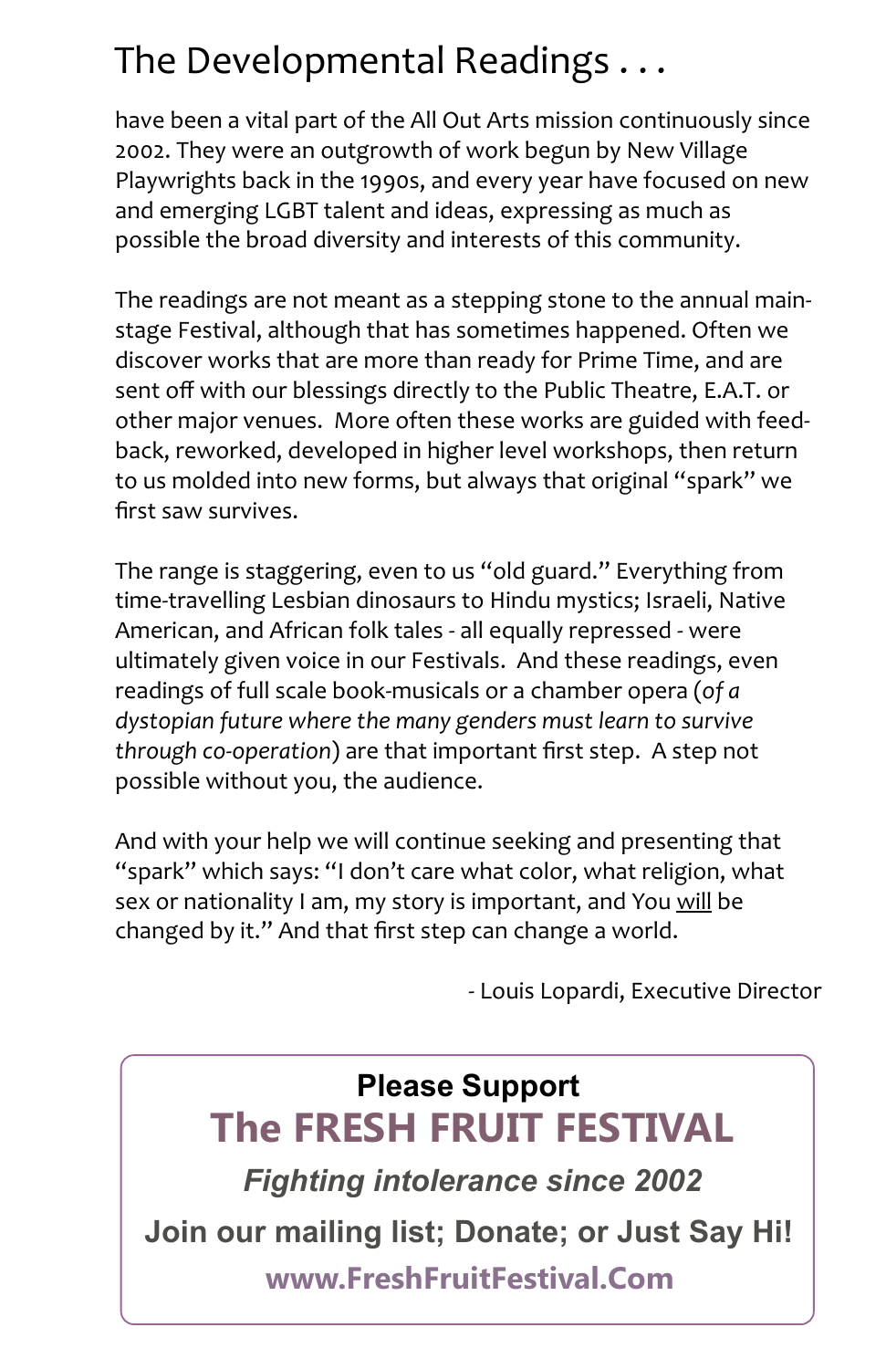# The Developmental Readings . . .

have been a vital part of the All Out Arts mission continuously since 2002. They were an outgrowth of work begun by New Village Playwrights back in the 1990s, and every year have focused on new and emerging LGBT talent and ideas, expressing as much as possible the broad diversity and interests of this community.

The readings are not meant as a stepping stone to the annual main-stage Festival, although that has sometimes happened. Often we discover works that are more than ready for Prime Time, and are sent off with our blessings directly to the Public Theatre, E.A.T. or other major venues. More often these works are guided with feed-back, reworked, developed in higher level workshops, then return to us molded into new forms, but always that original "spark" we first saw survives.

The range is staggering, even to us "old guard." Everything from time-travelling Lesbian dinosaurs to Hindu mystics; Israeli, Native American, and African folk tales - all equally repressed - were ultimately given voice in our Festivals. And these readings, even readings of full scale book-musicals or a chamber opera (*of a dystopian future where the many genders must learn to survive through co-operation*) are that important first step. A step not possible without you, the audience.

And with your help we will continue seeking and presenting that "spark" which says: "I don't care what color, what religion, what sex or nationality I am, my story is important, and You <u>will</u> be changed by it." And that first step can change a world.

- Louis Lopardi, Executive Director

**Please Support**

**The FRESH FRUIT FESTIVAL**

***Fighting intolerance since 2002***

**Join our mailing list; Donate; or Just Say Hi!**

**www.FreshFruitFestival.Com**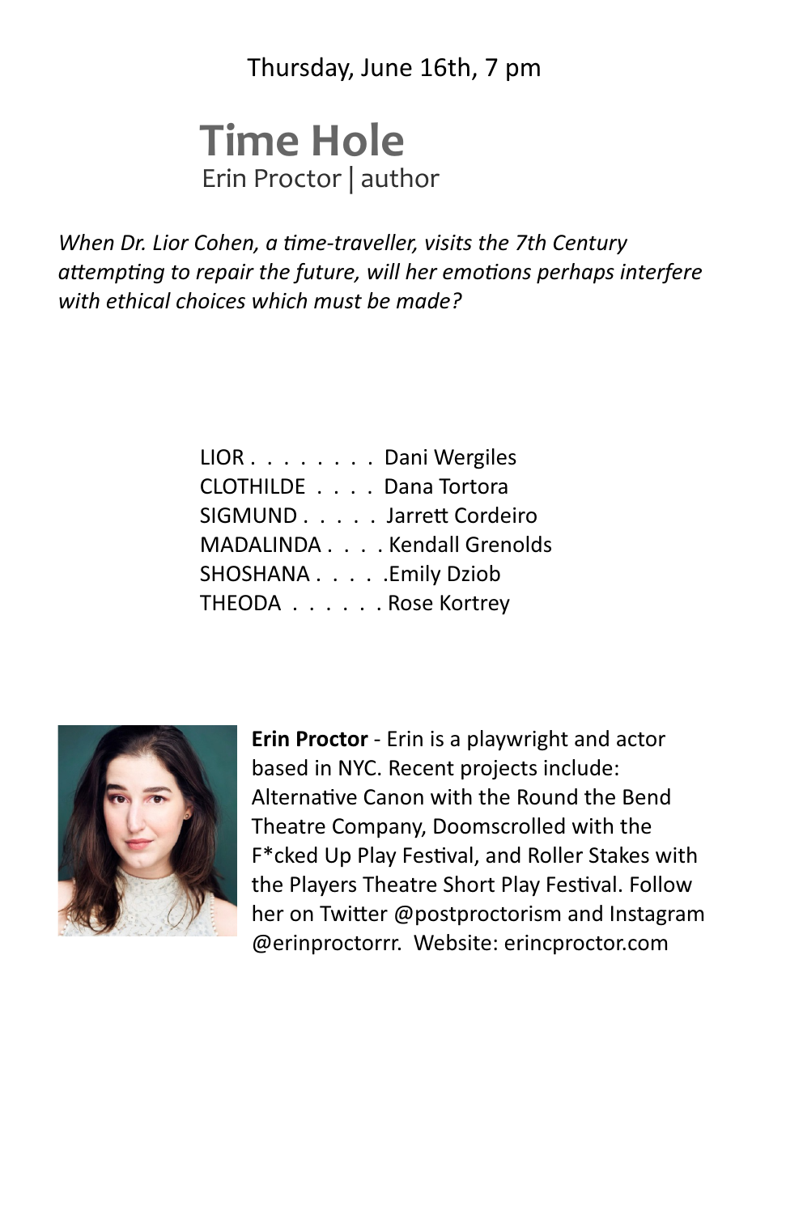Thursday, June 16th, 7 pm

# Time Hole

Erin Proctor | author

*When Dr. Lior Cohen, a time-traveller, visits the 7th Century attempting to repair the future, will her emotions perhaps interfere with ethical choices which must be made?*

LIOR . . . . . . . . Dani Wergiles
CLOTHILDE . . . . Dana Tortora
SIGMUND . . . . . Jarrett Cordeiro
MADALINDA . . . . Kendall Grenolds
SHOSHANA . . . . .Emily Dziob
THEODA . . . . . . Rose Kortrey

**Erin Proctor** - Erin is a playwright and actor based in NYC. Recent projects include: Alternative Canon with the Round the Bend Theatre Company, Doomscrolled with the F*cked Up Play Festival, and Roller Stakes with the Players Theatre Short Play Festival. Follow her on Twitter @postproctorism and Instagram @erinproctorrr. Website: erincproctor.com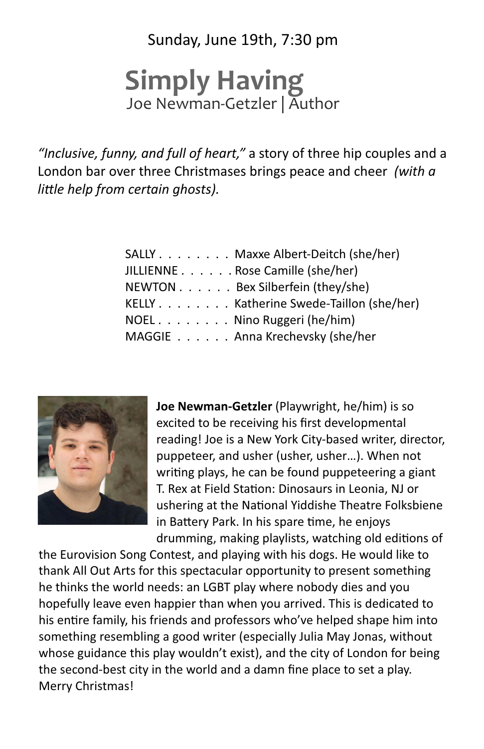Sunday, June 19th, 7:30 pm

# Simply Having

Joe Newman-Getzler | Author

*"Inclusive, funny, and full of heart,"* a story of three hip couples and a London bar over three Christmases brings peace and cheer *(with a little help from certain ghosts).*

SALLY . . . . . . . . Maxxe Albert-Deitch (she/her)
JILLIENNE . . . . . . Rose Camille (she/her)
NEWTON . . . . . . Bex Silberfein (they/she)
KELLY . . . . . . . . Katherine Swede-Taillon (she/her)
NOEL . . . . . . . . Nino Ruggeri (he/him)
MAGGIE . . . . . . Anna Krechevsky (she/her

**Joe Newman-Getzler** (Playwright, he/him) is so excited to be receiving his first developmental reading! Joe is a New York City-based writer, director, puppeteer, and usher (usher, usher…). When not writing plays, he can be found puppeteering a giant T. Rex at Field Station: Dinosaurs in Leonia, NJ or ushering at the National Yiddishe Theatre Folksbiene in Battery Park. In his spare time, he enjoys drumming, making playlists, watching old editions of the Eurovision Song Contest, and playing with his dogs. He would like to thank All Out Arts for this spectacular opportunity to present something he thinks the world needs: an LGBT play where nobody dies and you hopefully leave even happier than when you arrived. This is dedicated to his entire family, his friends and professors who've helped shape him into something resembling a good writer (especially Julia May Jonas, without whose guidance this play wouldn't exist), and the city of London for being the second-best city in the world and a damn fine place to set a play. Merry Christmas!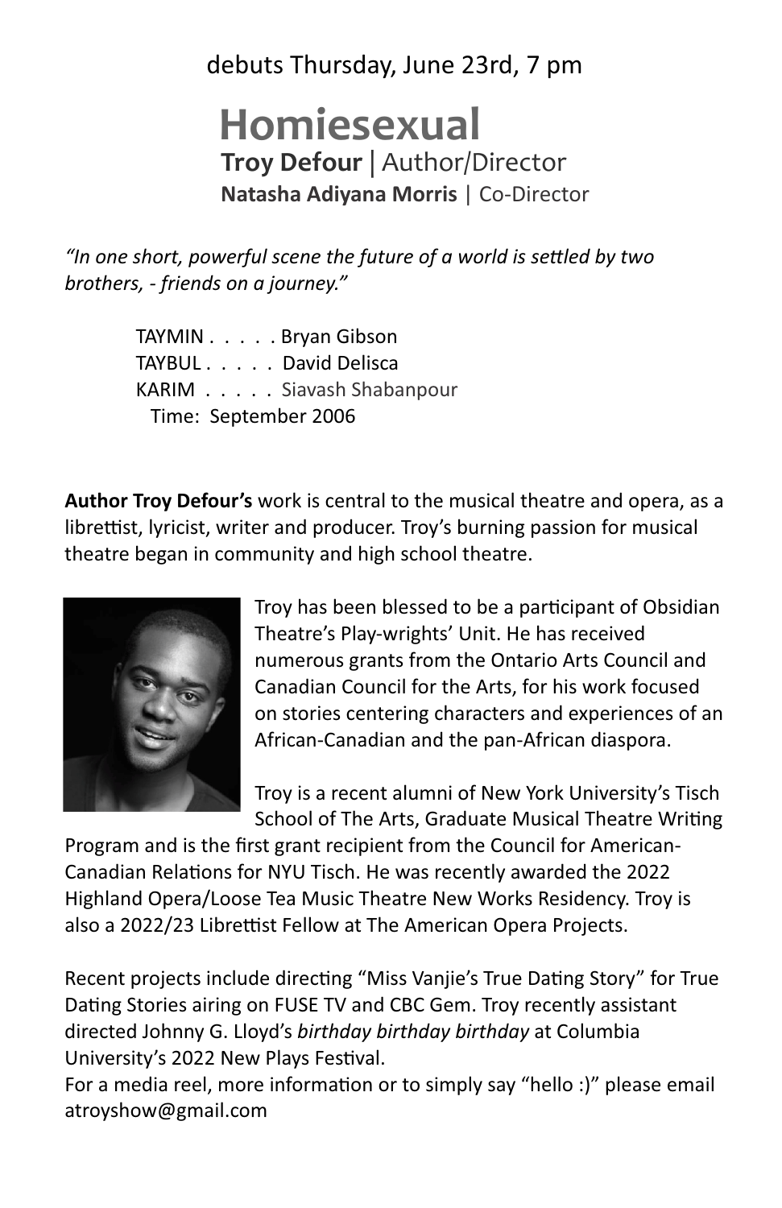debuts Thursday, June 23rd, 7 pm

# Homiesexual

**Troy Defour** | Author/Director

**Natasha Adiyana Morris** | Co-Director

*"In one short, powerful scene the future of a world is settled by two brothers, - friends on a journey."*

TAYMIN . . . . . Bryan Gibson
TAYBUL . . . . . David Delisca
KARIM . . . . . Siavash Shabanpour
Time: September 2006

**Author Troy Defour's** work is central to the musical theatre and opera, as a librettist, lyricist, writer and producer. Troy's burning passion for musical theatre began in community and high school theatre.

Troy has been blessed to be a participant of Obsidian Theatre's Play-wrights' Unit. He has received numerous grants from the Ontario Arts Council and Canadian Council for the Arts, for his work focused on stories centering characters and experiences of an African-Canadian and the pan-African diaspora.

Troy is a recent alumni of New York University's Tisch School of The Arts, Graduate Musical Theatre Writing Program and is the first grant recipient from the Council for American-Canadian Relations for NYU Tisch. He was recently awarded the 2022 Highland Opera/Loose Tea Music Theatre New Works Residency. Troy is also a 2022/23 Librettist Fellow at The American Opera Projects.

Recent projects include directing "Miss Vanjie's True Dating Story" for True Dating Stories airing on FUSE TV and CBC Gem. Troy recently assistant directed Johnny G. Lloyd's *birthday birthday birthday* at Columbia University's 2022 New Plays Festival.
For a media reel, more information or to simply say "hello :)" please email atroyshow@gmail.com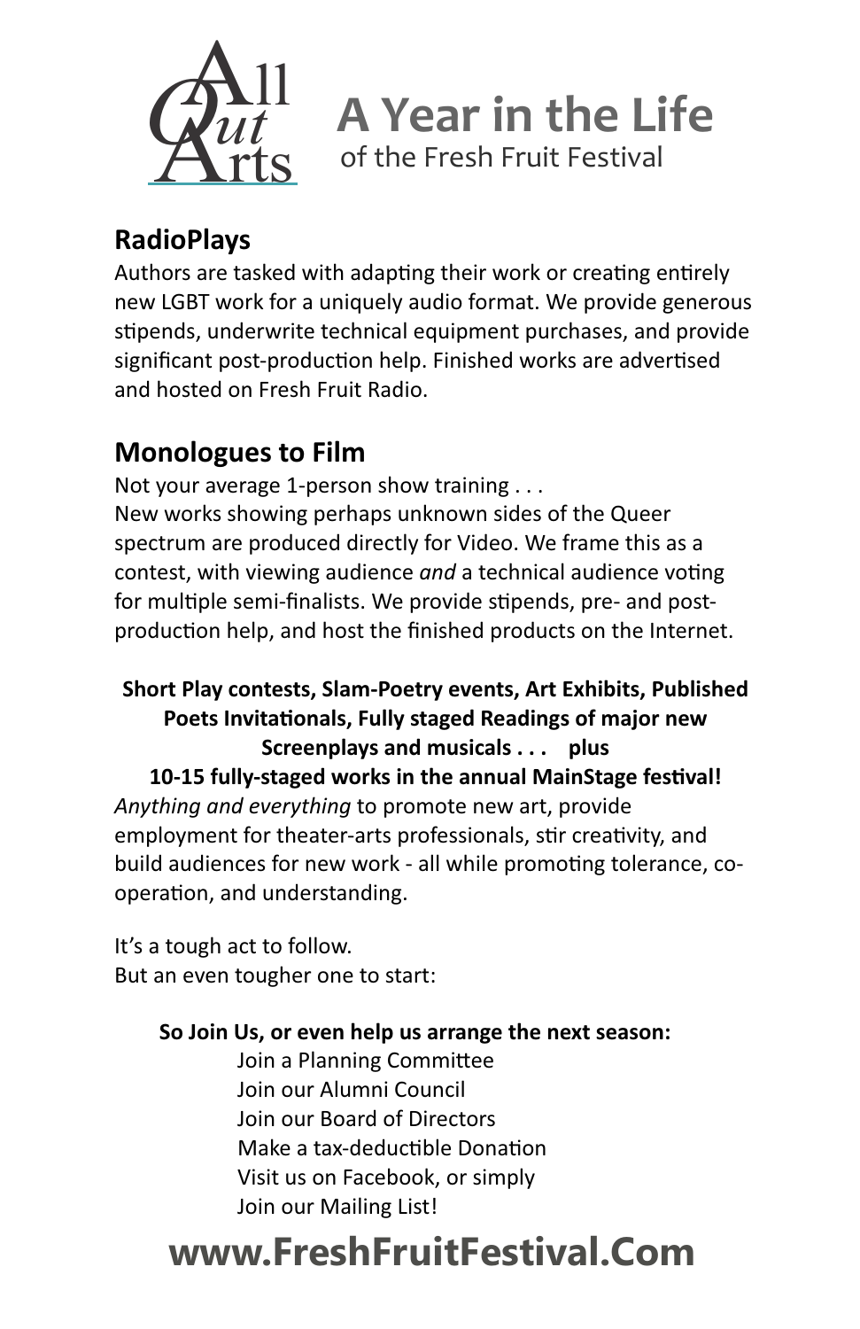All Out Arts

# A Year in the Life
of the Fresh Fruit Festival

## RadioPlays

Authors are tasked with adapting their work or creating entirely new LGBT work for a uniquely audio format. We provide generous stipends, underwrite technical equipment purchases, and provide significant post-production help. Finished works are advertised and hosted on Fresh Fruit Radio.

## Monologues to Film

Not your average 1-person show training . . .
New works showing perhaps unknown sides of the Queer spectrum are produced directly for Video. We frame this as a contest, with viewing audience *and* a technical audience voting for multiple semi-finalists. We provide stipends, pre- and post-production help, and host the finished products on the Internet.

**Short Play contests, Slam-Poetry events, Art Exhibits, Published Poets Invitationals, Fully staged Readings of major new Screenplays and musicals . . . plus**
**10-15 fully-staged works in the annual MainStage festival!**
*Anything and everything* to promote new art, provide employment for theater-arts professionals, stir creativity, and build audiences for new work - all while promoting tolerance, co-operation, and understanding.

It's a tough act to follow.
But an even tougher one to start:

**So Join Us, or even help us arrange the next season:**

- Join a Planning Committee
- Join our Alumni Council
- Join our Board of Directors
- Make a tax-deductible Donation
- Visit us on Facebook, or simply
- Join our Mailing List!

**www.FreshFruitFestival.Com**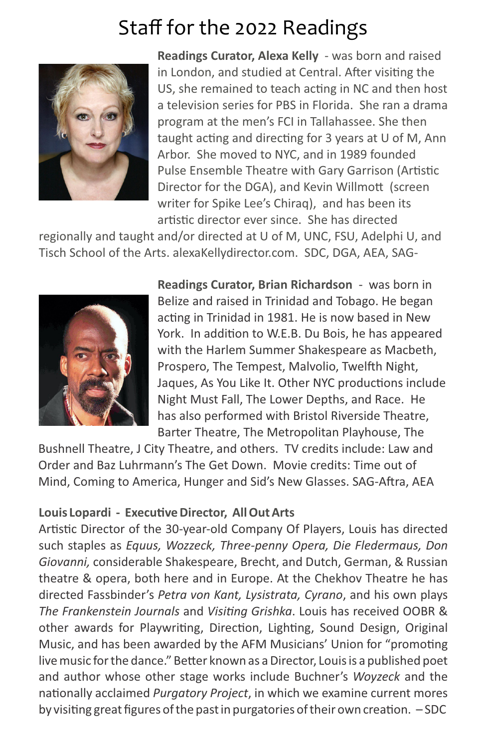# Staff for the 2022 Readings

**Readings Curator, Alexa Kelly** - was born and raised in London, and studied at Central. After visiting the US, she remained to teach acting in NC and then host a television series for PBS in Florida. She ran a drama program at the men's FCI in Tallahassee. She then taught acting and directing for 3 years at U of M, Ann Arbor. She moved to NYC, and in 1989 founded Pulse Ensemble Theatre with Gary Garrison (Artistic Director for the DGA), and Kevin Willmott (screen writer for Spike Lee's Chiraq), and has been its artistic director ever since. She has directed regionally and taught and/or directed at U of M, UNC, FSU, Adelphi U, and Tisch School of the Arts. alexaKellydirector.com. SDC, DGA, AEA, SAG-

**Readings Curator, Brian Richardson** - was born in Belize and raised in Trinidad and Tobago. He began acting in Trinidad in 1981. He is now based in New York. In addition to W.E.B. Du Bois, he has appeared with the Harlem Summer Shakespeare as Macbeth, Prospero, The Tempest, Malvolio, Twelfth Night, Jaques, As You Like It. Other NYC productions include Night Must Fall, The Lower Depths, and Race. He has also performed with Bristol Riverside Theatre, Barter Theatre, The Metropolitan Playhouse, The Bushnell Theatre, J City Theatre, and others. TV credits include: Law and Order and Baz Luhrmann's The Get Down. Movie credits: Time out of Mind, Coming to America, Hunger and Sid's New Glasses. SAG-Aftra, AEA

**Louis Lopardi - Executive Director, All Out Arts**

Artistic Director of the 30-year-old Company Of Players, Louis has directed such staples as *Equus, Wozzeck, Three-penny Opera, Die Fledermaus, Don Giovanni,* considerable Shakespeare, Brecht, and Dutch, German, & Russian theatre & opera, both here and in Europe. At the Chekhov Theatre he has directed Fassbinder's *Petra von Kant, Lysistrata, Cyrano*, and his own plays *The Frankenstein Journals* and *Visiting Grishka*. Louis has received OOBR & other awards for Playwriting, Direction, Lighting, Sound Design, Original Music, and has been awarded by the AFM Musicians' Union for "promoting live music for the dance." Better known as a Director, Louis is a published poet and author whose other stage works include Buchner's *Woyzeck* and the nationally acclaimed *Purgatory Project*, in which we examine current mores by visiting great figures of the past in purgatories of their own creation. – SDC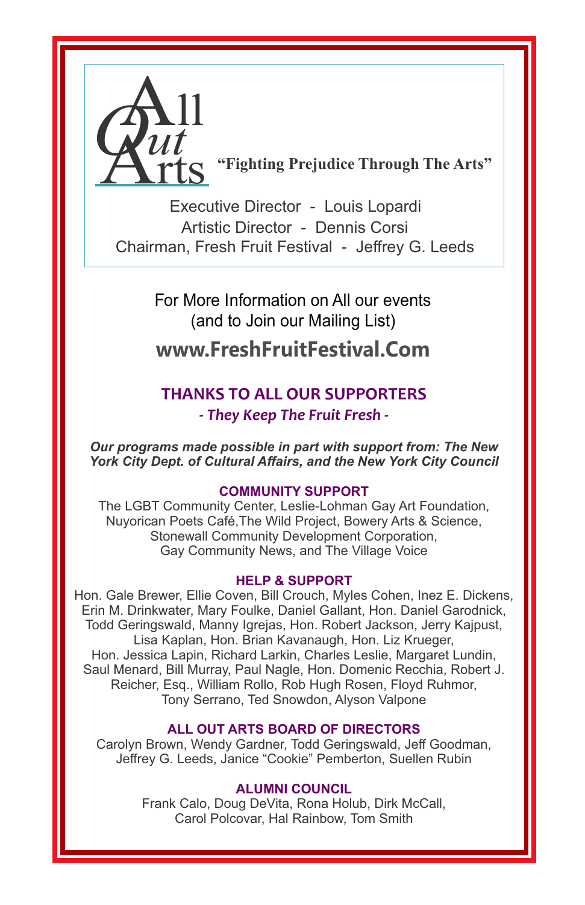# All Out Arts

**"Fighting Prejudice Through The Arts"**

Executive Director - Louis Lopardi
Artistic Director - Dennis Corsi
Chairman, Fresh Fruit Festival - Jeffrey G. Leeds

For More Information on All our events
(and to Join our Mailing List)

**www.FreshFruitFestival.Com**

## THANKS TO ALL OUR SUPPORTERS

*- They Keep The Fruit Fresh -*

***Our programs made possible in part with support from: The New York City Dept. of Cultural Affairs, and the New York City Council***

### COMMUNITY SUPPORT

The LGBT Community Center, Leslie-Lohman Gay Art Foundation, Nuyorican Poets Café,The Wild Project, Bowery Arts & Science, Stonewall Community Development Corporation, Gay Community News, and The Village Voice

### HELP & SUPPORT

Hon. Gale Brewer, Ellie Coven, Bill Crouch, Myles Cohen, Inez E. Dickens, Erin M. Drinkwater, Mary Foulke, Daniel Gallant, Hon. Daniel Garodnick, Todd Geringswald, Manny Igrejas, Hon. Robert Jackson, Jerry Kajpust, Lisa Kaplan, Hon. Brian Kavanaugh, Hon. Liz Krueger, Hon. Jessica Lapin, Richard Larkin, Charles Leslie, Margaret Lundin, Saul Menard, Bill Murray, Paul Nagle, Hon. Domenic Recchia, Robert J. Reicher, Esq., William Rollo, Rob Hugh Rosen, Floyd Ruhmor, Tony Serrano, Ted Snowdon, Alyson Valpone

### ALL OUT ARTS BOARD OF DIRECTORS

Carolyn Brown, Wendy Gardner, Todd Geringswald, Jeff Goodman, Jeffrey G. Leeds, Janice "Cookie" Pemberton, Suellen Rubin

### ALUMNI COUNCIL

Frank Calo, Doug DeVita, Rona Holub, Dirk McCall, Carol Polcovar, Hal Rainbow, Tom Smith